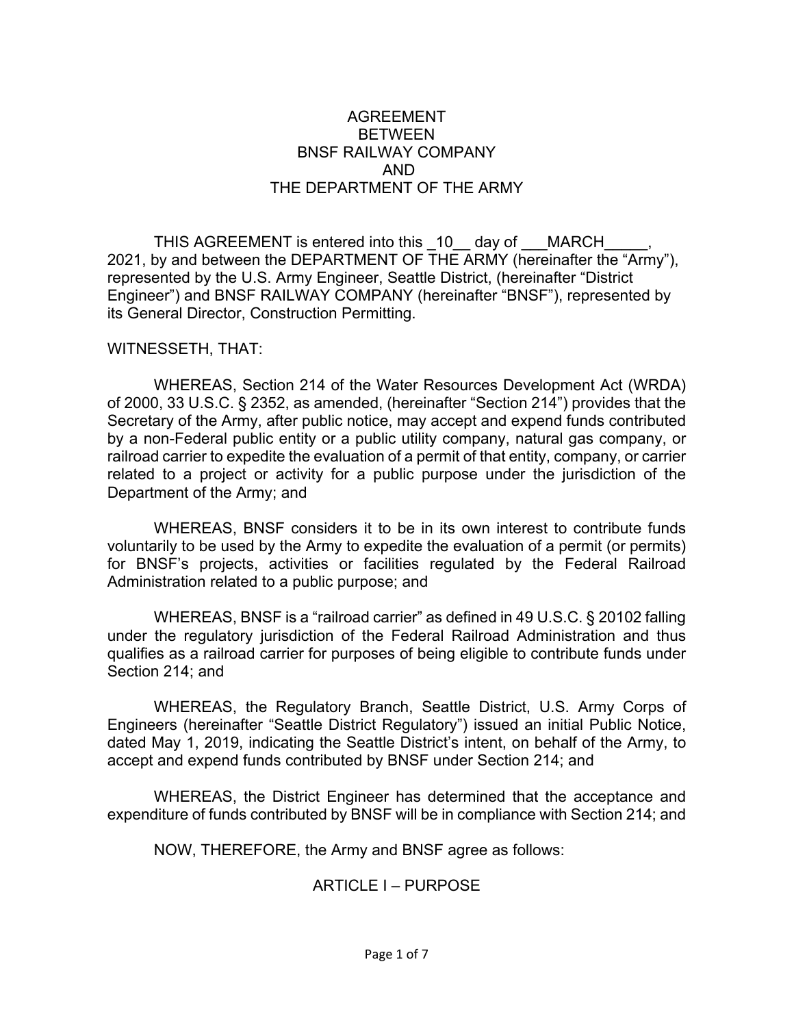# AGREEMENT
# BETWEEN
# BNSF RAILWAY COMPANY
# AND
# THE DEPARTMENT OF THE ARMY

THIS AGREEMENT is entered into this _10__ day of ___MARCH_____, 2021, by and between the DEPARTMENT OF THE ARMY (hereinafter the "Army"), represented by the U.S. Army Engineer, Seattle District, (hereinafter "District Engineer") and BNSF RAILWAY COMPANY (hereinafter "BNSF"), represented by its General Director, Construction Permitting.

WITNESSETH, THAT:

WHEREAS, Section 214 of the Water Resources Development Act (WRDA) of 2000, 33 U.S.C. § 2352, as amended, (hereinafter "Section 214") provides that the Secretary of the Army, after public notice, may accept and expend funds contributed by a non-Federal public entity or a public utility company, natural gas company, or railroad carrier to expedite the evaluation of a permit of that entity, company, or carrier related to a project or activity for a public purpose under the jurisdiction of the Department of the Army; and

WHEREAS, BNSF considers it to be in its own interest to contribute funds voluntarily to be used by the Army to expedite the evaluation of a permit (or permits) for BNSF's projects, activities or facilities regulated by the Federal Railroad Administration related to a public purpose; and

WHEREAS, BNSF is a "railroad carrier" as defined in 49 U.S.C. § 20102 falling under the regulatory jurisdiction of the Federal Railroad Administration and thus qualifies as a railroad carrier for purposes of being eligible to contribute funds under Section 214; and

WHEREAS, the Regulatory Branch, Seattle District, U.S. Army Corps of Engineers (hereinafter "Seattle District Regulatory") issued an initial Public Notice, dated May 1, 2019, indicating the Seattle District's intent, on behalf of the Army, to accept and expend funds contributed by BNSF under Section 214; and

WHEREAS, the District Engineer has determined that the acceptance and expenditure of funds contributed by BNSF will be in compliance with Section 214; and

NOW, THEREFORE, the Army and BNSF agree as follows:

## ARTICLE I – PURPOSE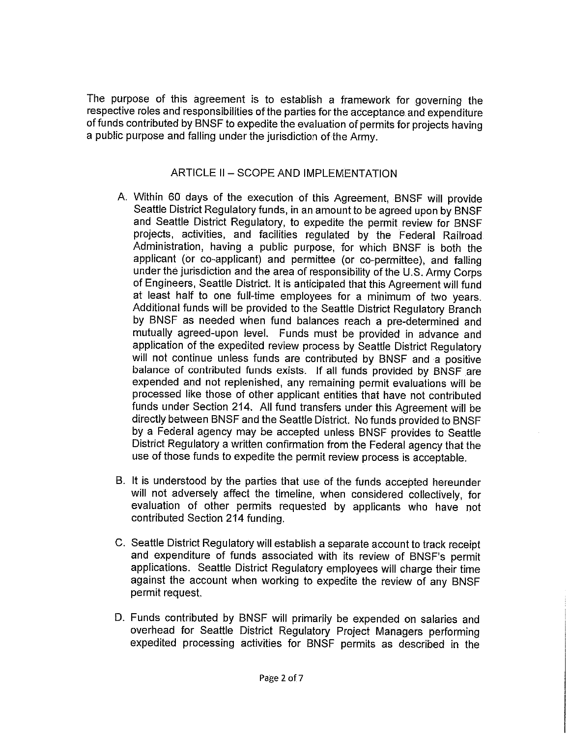The purpose of this agreement is to establish a framework for governing the respective roles and responsibilities of the parties for the acceptance and expenditure of funds contributed by BNSF to expedite the evaluation of permits for projects having a public purpose and falling under the jurisdiction of the Army.

## ARTICLE II – SCOPE AND IMPLEMENTATION

A. Within 60 days of the execution of this Agreement, BNSF will provide Seattle District Regulatory funds, in an amount to be agreed upon by BNSF and Seattle District Regulatory, to expedite the permit review for BNSF projects, activities, and facilities regulated by the Federal Railroad Administration, having a public purpose, for which BNSF is both the applicant (or co-applicant) and permittee (or co-permittee), and falling under the jurisdiction and the area of responsibility of the U.S. Army Corps of Engineers, Seattle District. It is anticipated that this Agreement will fund at least half to one full-time employees for a minimum of two years. Additional funds will be provided to the Seattle District Regulatory Branch by BNSF as needed when fund balances reach a pre-determined and mutually agreed-upon level. Funds must be provided in advance and application of the expedited review process by Seattle District Regulatory will not continue unless funds are contributed by BNSF and a positive balance of contributed funds exists. If all funds provided by BNSF are expended and not replenished, any remaining permit evaluations will be processed like those of other applicant entities that have not contributed funds under Section 214. All fund transfers under this Agreement will be directly between BNSF and the Seattle District. No funds provided to BNSF by a Federal agency may be accepted unless BNSF provides to Seattle District Regulatory a written confirmation from the Federal agency that the use of those funds to expedite the permit review process is acceptable.

B. It is understood by the parties that use of the funds accepted hereunder will not adversely affect the timeline, when considered collectively, for evaluation of other permits requested by applicants who have not contributed Section 214 funding.

C. Seattle District Regulatory will establish a separate account to track receipt and expenditure of funds associated with its review of BNSF's permit applications. Seattle District Regulatory employees will charge their time against the account when working to expedite the review of any BNSF permit request.

D. Funds contributed by BNSF will primarily be expended on salaries and overhead for Seattle District Regulatory Project Managers performing expedited processing activities for BNSF permits as described in the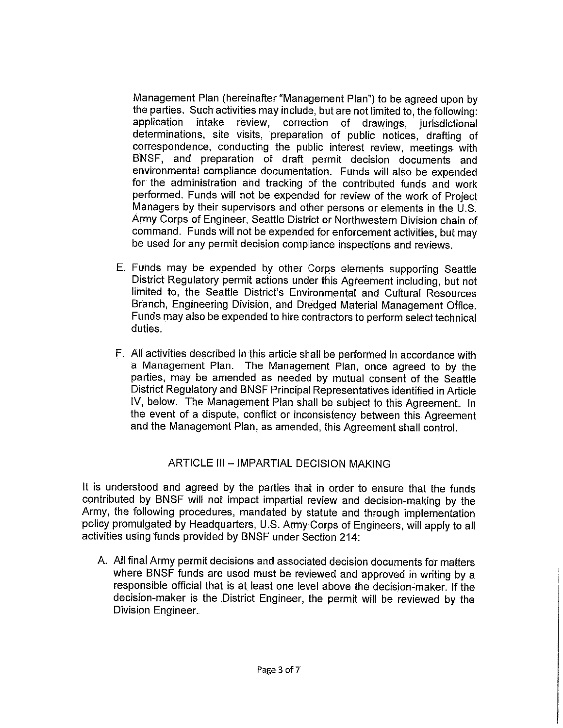Management Plan (hereinafter "Management Plan") to be agreed upon by the parties. Such activities may include, but are not limited to, the following: application intake review, correction of drawings, jurisdictional determinations, site visits, preparation of public notices, drafting of correspondence, conducting the public interest review, meetings with BNSF, and preparation of draft permit decision documents and environmental compliance documentation. Funds will also be expended for the administration and tracking of the contributed funds and work performed. Funds will not be expended for review of the work of Project Managers by their supervisors and other persons or elements in the U.S. Army Corps of Engineer, Seattle District or Northwestern Division chain of command. Funds will not be expended for enforcement activities, but may be used for any permit decision compliance inspections and reviews.

E. Funds may be expended by other Corps elements supporting Seattle District Regulatory permit actions under this Agreement including, but not limited to, the Seattle District's Environmental and Cultural Resources Branch, Engineering Division, and Dredged Material Management Office. Funds may also be expended to hire contractors to perform select technical duties.

F. All activities described in this article shall be performed in accordance with a Management Plan. The Management Plan, once agreed to by the parties, may be amended as needed by mutual consent of the Seattle District Regulatory and BNSF Principal Representatives identified in Article IV, below. The Management Plan shall be subject to this Agreement. In the event of a dispute, conflict or inconsistency between this Agreement and the Management Plan, as amended, this Agreement shall control.

## ARTICLE III – IMPARTIAL DECISION MAKING

It is understood and agreed by the parties that in order to ensure that the funds contributed by BNSF will not impact impartial review and decision-making by the Army, the following procedures, mandated by statute and through implementation policy promulgated by Headquarters, U.S. Army Corps of Engineers, will apply to all activities using funds provided by BNSF under Section 214:

A. All final Army permit decisions and associated decision documents for matters where BNSF funds are used must be reviewed and approved in writing by a responsible official that is at least one level above the decision-maker. If the decision-maker is the District Engineer, the permit will be reviewed by the Division Engineer.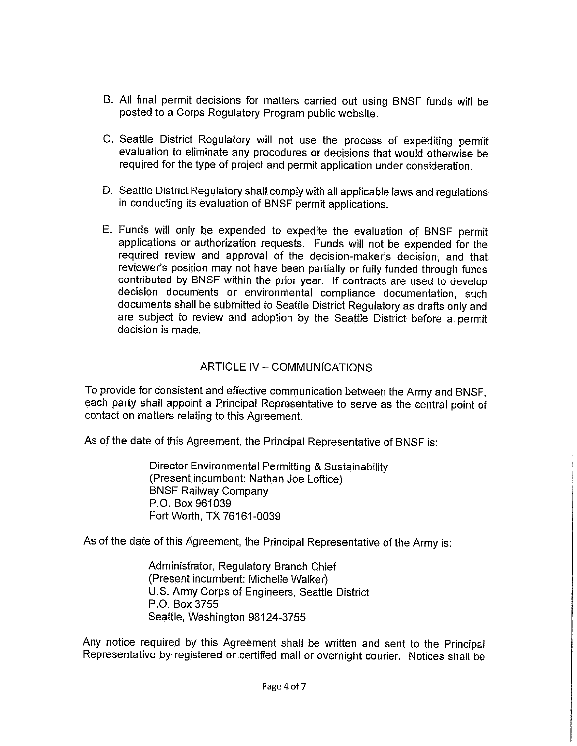B. All final permit decisions for matters carried out using BNSF funds will be posted to a Corps Regulatory Program public website.

C. Seattle District Regulatory will not use the process of expediting permit evaluation to eliminate any procedures or decisions that would otherwise be required for the type of project and permit application under consideration.

D. Seattle District Regulatory shall comply with all applicable laws and regulations in conducting its evaluation of BNSF permit applications.

E. Funds will only be expended to expedite the evaluation of BNSF permit applications or authorization requests. Funds will not be expended for the required review and approval of the decision-maker's decision, and that reviewer's position may not have been partially or fully funded through funds contributed by BNSF within the prior year. If contracts are used to develop decision documents or environmental compliance documentation, such documents shall be submitted to Seattle District Regulatory as drafts only and are subject to review and adoption by the Seattle District before a permit decision is made.

## ARTICLE IV – COMMUNICATIONS

To provide for consistent and effective communication between the Army and BNSF, each party shall appoint a Principal Representative to serve as the central point of contact on matters relating to this Agreement.

As of the date of this Agreement, the Principal Representative of BNSF is:

Director Environmental Permitting & Sustainability
(Present incumbent: Nathan Joe Loftice)
BNSF Railway Company
P.O. Box 961039
Fort Worth, TX 76161-0039

As of the date of this Agreement, the Principal Representative of the Army is:

Administrator, Regulatory Branch Chief
(Present incumbent: Michelle Walker)
U.S. Army Corps of Engineers, Seattle District
P.O. Box 3755
Seattle, Washington 98124-3755

Any notice required by this Agreement shall be written and sent to the Principal Representative by registered or certified mail or overnight courier. Notices shall be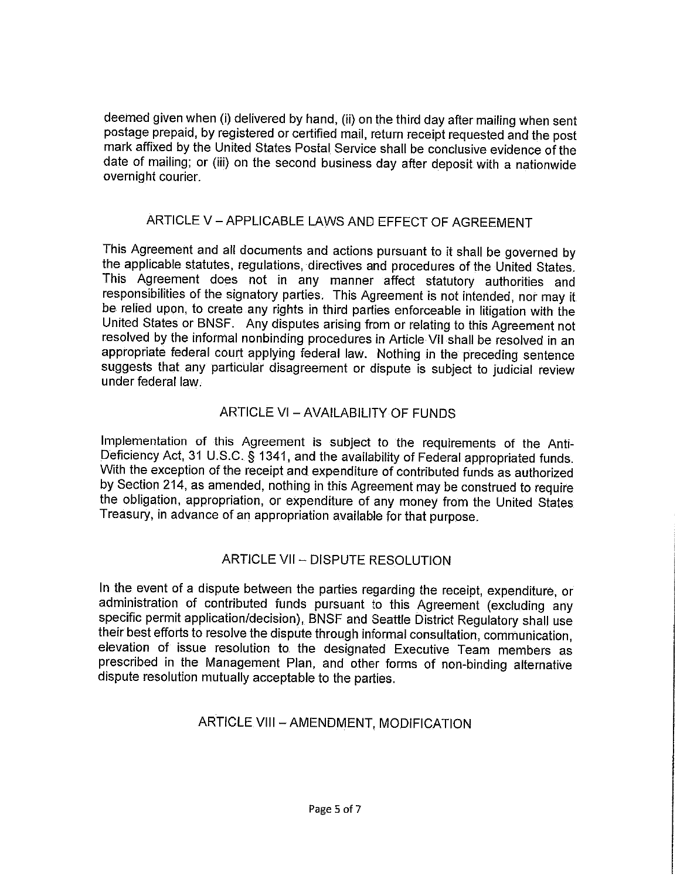deemed given when (i) delivered by hand, (ii) on the third day after mailing when sent postage prepaid, by registered or certified mail, return receipt requested and the post mark affixed by the United States Postal Service shall be conclusive evidence of the date of mailing; or (iii) on the second business day after deposit with a nationwide overnight courier.

## ARTICLE V – APPLICABLE LAWS AND EFFECT OF AGREEMENT

This Agreement and all documents and actions pursuant to it shall be governed by the applicable statutes, regulations, directives and procedures of the United States. This Agreement does not in any manner affect statutory authorities and responsibilities of the signatory parties. This Agreement is not intended, nor may it be relied upon, to create any rights in third parties enforceable in litigation with the United States or BNSF. Any disputes arising from or relating to this Agreement not resolved by the informal nonbinding procedures in Article VII shall be resolved in an appropriate federal court applying federal law. Nothing in the preceding sentence suggests that any particular disagreement or dispute is subject to judicial review under federal law.

## ARTICLE VI – AVAILABILITY OF FUNDS

Implementation of this Agreement is subject to the requirements of the Anti-Deficiency Act, 31 U.S.C. § 1341, and the availability of Federal appropriated funds. With the exception of the receipt and expenditure of contributed funds as authorized by Section 214, as amended, nothing in this Agreement may be construed to require the obligation, appropriation, or expenditure of any money from the United States Treasury, in advance of an appropriation available for that purpose.

## ARTICLE VII – DISPUTE RESOLUTION

In the event of a dispute between the parties regarding the receipt, expenditure, or administration of contributed funds pursuant to this Agreement (excluding any specific permit application/decision), BNSF and Seattle District Regulatory shall use their best efforts to resolve the dispute through informal consultation, communication, elevation of issue resolution to the designated Executive Team members as prescribed in the Management Plan, and other forms of non-binding alternative dispute resolution mutually acceptable to the parties.

## ARTICLE VIII – AMENDMENT, MODIFICATION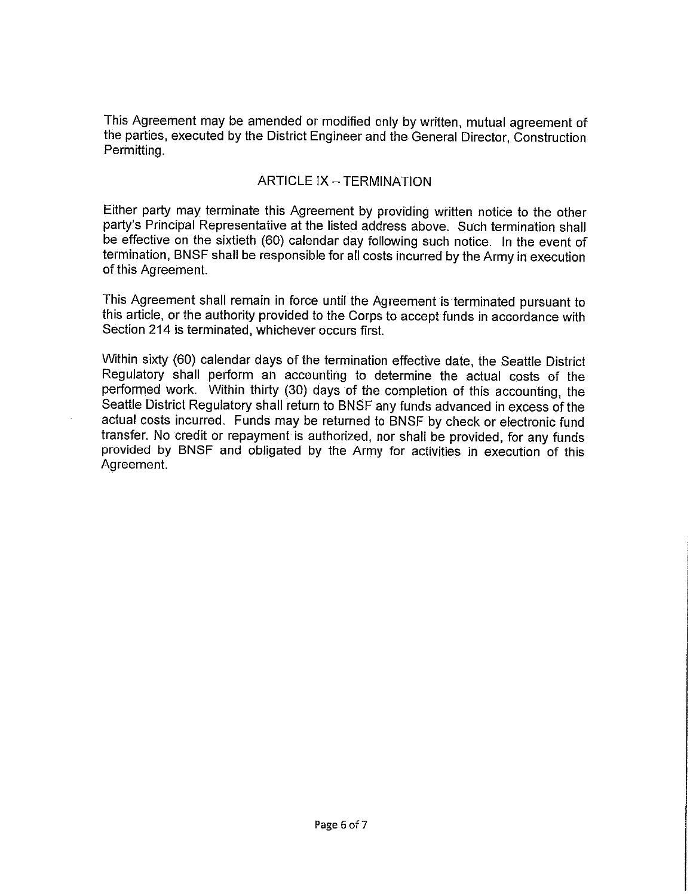This Agreement may be amended or modified only by written, mutual agreement of the parties, executed by the District Engineer and the General Director, Construction Permitting.

## ARTICLE IX – TERMINATION

Either party may terminate this Agreement by providing written notice to the other party's Principal Representative at the listed address above. Such termination shall be effective on the sixtieth (60) calendar day following such notice. In the event of termination, BNSF shall be responsible for all costs incurred by the Army in execution of this Agreement.

This Agreement shall remain in force until the Agreement is terminated pursuant to this article, or the authority provided to the Corps to accept funds in accordance with Section 214 is terminated, whichever occurs first.

Within sixty (60) calendar days of the termination effective date, the Seattle District Regulatory shall perform an accounting to determine the actual costs of the performed work. Within thirty (30) days of the completion of this accounting, the Seattle District Regulatory shall return to BNSF any funds advanced in excess of the actual costs incurred. Funds may be returned to BNSF by check or electronic fund transfer. No credit or repayment is authorized, nor shall be provided, for any funds provided by BNSF and obligated by the Army for activities in execution of this Agreement.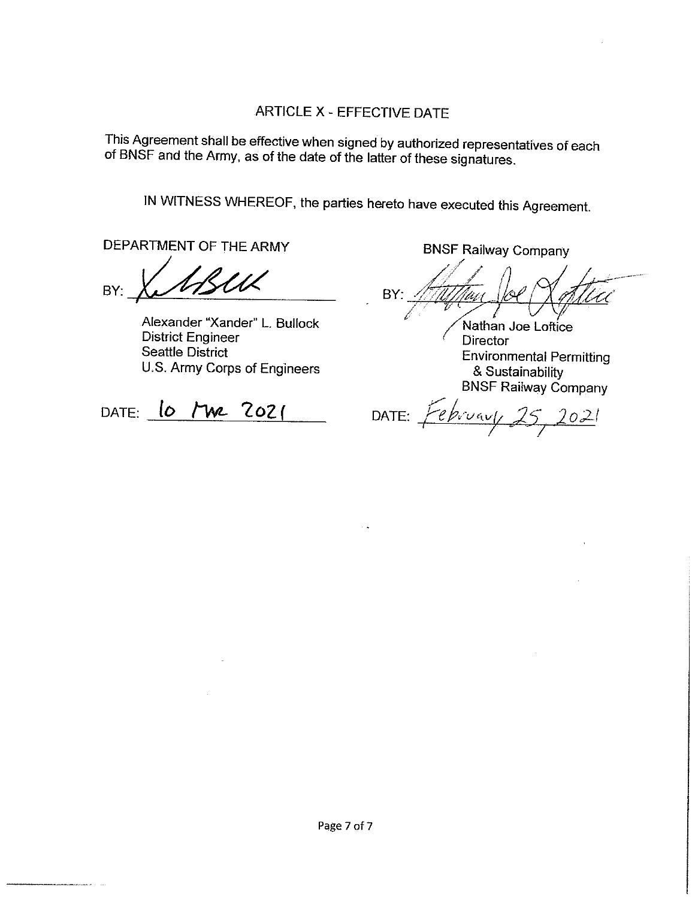## ARTICLE X - EFFECTIVE DATE

This Agreement shall be effective when signed by authorized representatives of each of BNSF and the Army, as of the date of the latter of these signatures.

IN WITNESS WHEREOF, the parties hereto have executed this Agreement.

DEPARTMENT OF THE ARMY

BY: ______________________

Alexander "Xander" L. Bullock
District Engineer
Seattle District
U.S. Army Corps of Engineers

DATE: 10 Mar 2021

BNSF Railway Company

BY: ______________________

Nathan Joe Loftice
Director
Environmental Permitting & Sustainability
BNSF Railway Company

DATE: February 25, 2021